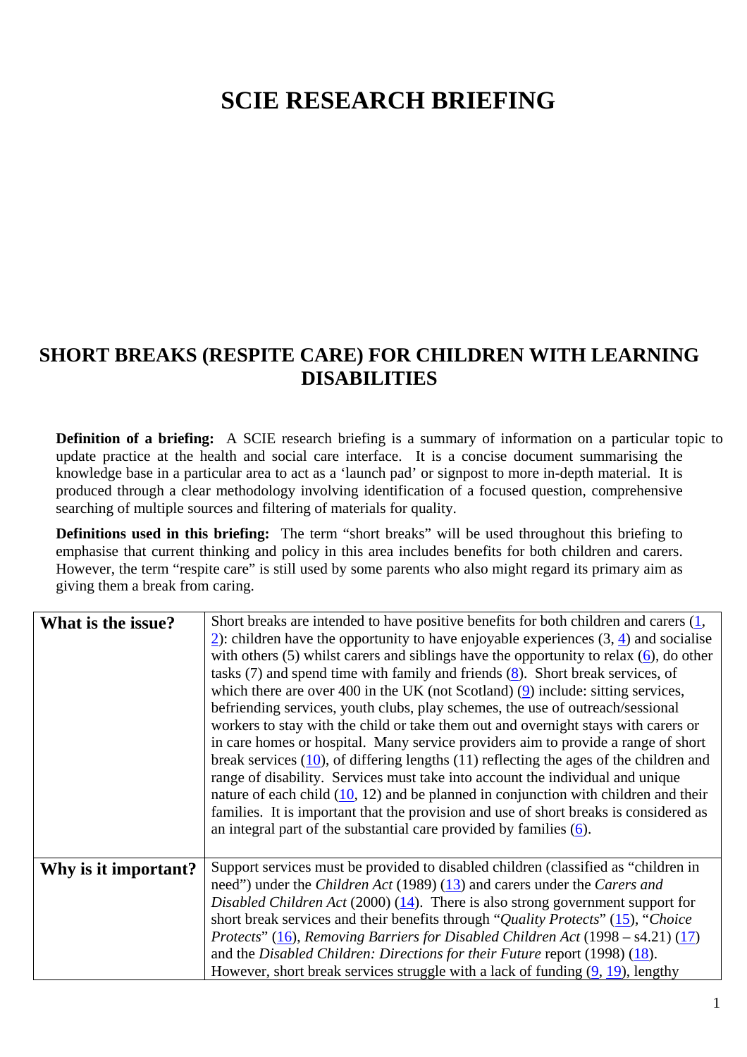# SCIE RESEARCH BRIEFING

## SHORT BREAKS (RESPITE CARE) FOR CHILDREN WITH LEARNING DISABILITIES

**Definition of a briefing:** A SCIE research briefing is a summary of information on a particular topic to update practice at the health and social care interface. It is a concise document summarising the knowledge base in a particular area to act as a 'launch pad' or signpost to more in-depth material. It is produced through a clear methodology involving identification of a focused question, comprehensive searching of multiple sources and filtering of materials for quality.

**Definitions used in this briefing:** The term "short breaks" will be used throughout this briefing to emphasise that current thinking and policy in this area includes benefits for both children and carers. However, the term "respite care" is still used by some parents who also might regard its primary aim as giving them a break from caring.

| | |
|---|---|
| **What is the issue?** | Short breaks are intended to have positive benefits for both children and carers (1, 2): children have the opportunity to have enjoyable experiences (3, 4) and socialise with others (5) whilst carers and siblings have the opportunity to relax (6), do other tasks (7) and spend time with family and friends (8). Short break services, of which there are over 400 in the UK (not Scotland) (9) include: sitting services, befriending services, youth clubs, play schemes, the use of outreach/sessional workers to stay with the child or take them out and overnight stays with carers or in care homes or hospital. Many service providers aim to provide a range of short break services (10), of differing lengths (11) reflecting the ages of the children and range of disability. Services must take into account the individual and unique nature of each child (10, 12) and be planned in conjunction with children and their families. It is important that the provision and use of short breaks is considered as an integral part of the substantial care provided by families (6). |
| **Why is it important?** | Support services must be provided to disabled children (classified as "children in need") under the *Children Act* (1989) (13) and carers under the *Carers and Disabled Children Act* (2000) (14). There is also strong government support for short break services and their benefits through "*Quality Protects*" (15), "*Choice Protects*" (16), *Removing Barriers for Disabled Children Act* (1998 – s4.21) (17) and the *Disabled Children: Directions for their Future* report (1998) (18). However, short break services struggle with a lack of funding (9, 19), lengthy |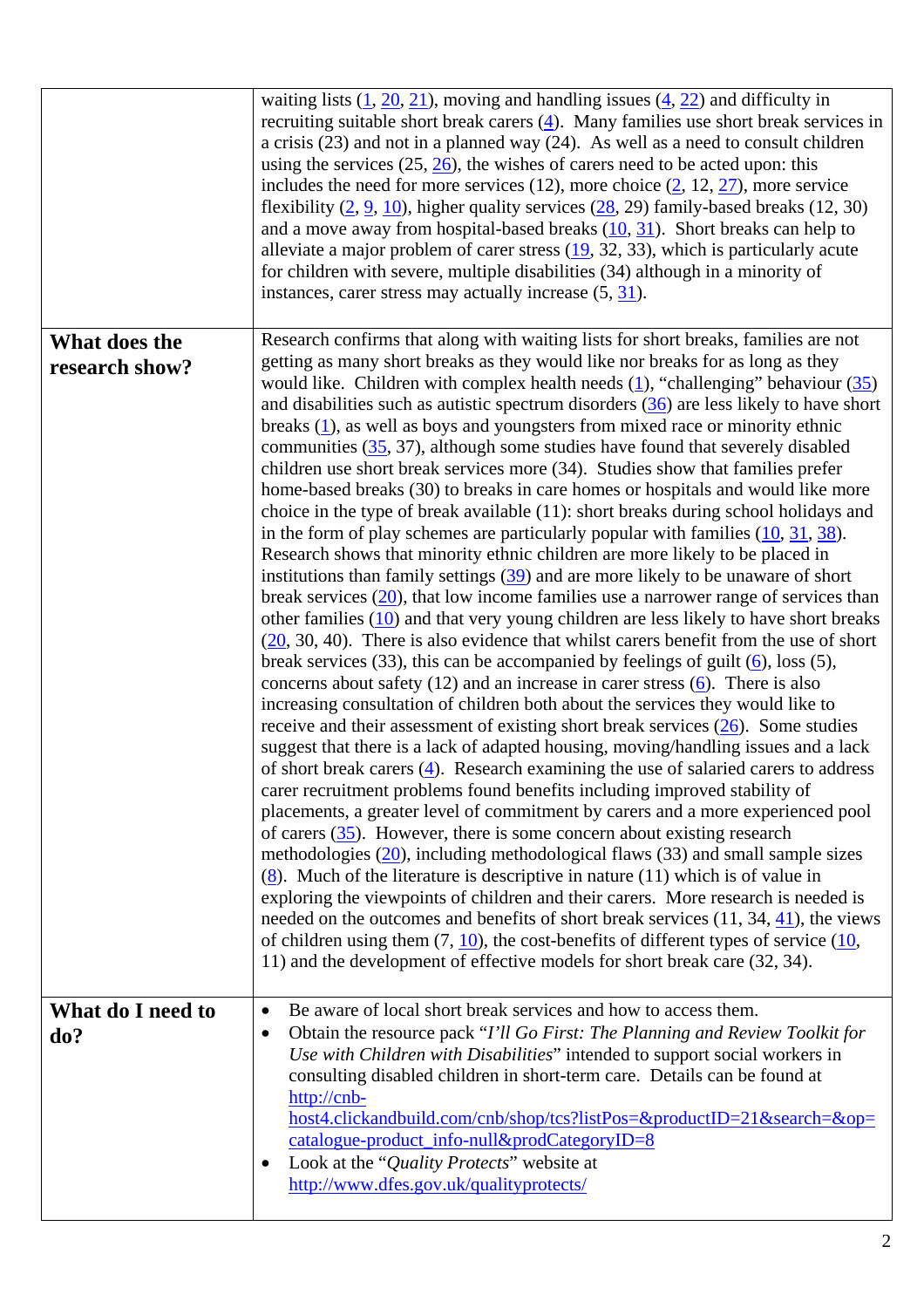| | |
|---|---|
| | waiting lists (1, 20, 21), moving and handling issues (4, 22) and difficulty in recruiting suitable short break carers (4). Many families use short break services in a crisis (23) and not in a planned way (24). As well as a need to consult children using the services (25, 26), the wishes of carers need to be acted upon: this includes the need for more services (12), more choice (2, 12, 27), more service flexibility (2, 9, 10), higher quality services (28, 29) family-based breaks (12, 30) and a move away from hospital-based breaks (10, 31). Short breaks can help to alleviate a major problem of carer stress (19, 32, 33), which is particularly acute for children with severe, multiple disabilities (34) although in a minority of instances, carer stress may actually increase (5, 31). |
| **What does the research show?** | Research confirms that along with waiting lists for short breaks, families are not getting as many short breaks as they would like nor breaks for as long as they would like. Children with complex health needs (1), "challenging" behaviour (35) and disabilities such as autistic spectrum disorders (36) are less likely to have short breaks (1), as well as boys and youngsters from mixed race or minority ethnic communities (35, 37), although some studies have found that severely disabled children use short break services more (34). Studies show that families prefer home-based breaks (30) to breaks in care homes or hospitals and would like more choice in the type of break available (11): short breaks during school holidays and in the form of play schemes are particularly popular with families (10, 31, 38). Research shows that minority ethnic children are more likely to be placed in institutions than family settings (39) and are more likely to be unaware of short break services (20), that low income families use a narrower range of services than other families (10) and that very young children are less likely to have short breaks (20, 30, 40). There is also evidence that whilst carers benefit from the use of short break services (33), this can be accompanied by feelings of guilt (6), loss (5), concerns about safety (12) and an increase in carer stress (6). There is also increasing consultation of children both about the services they would like to receive and their assessment of existing short break services (26). Some studies suggest that there is a lack of adapted housing, moving/handling issues and a lack of short break carers (4). Research examining the use of salaried carers to address carer recruitment problems found benefits including improved stability of placements, a greater level of commitment by carers and a more experienced pool of carers (35). However, there is some concern about existing research methodologies (20), including methodological flaws (33) and small sample sizes (8). Much of the literature is descriptive in nature (11) which is of value in exploring the viewpoints of children and their carers. More research is needed is needed on the outcomes and benefits of short break services (11, 34, 41), the views of children using them (7, 10), the cost-benefits of different types of service (10, 11) and the development of effective models for short break care (32, 34). |
| **What do I need to do?** | • Be aware of local short break services and how to access them.<br>• Obtain the resource pack "*I'll Go First: The Planning and Review Toolkit for Use with Children with Disabilities*" intended to support social workers in consulting disabled children in short-term care. Details can be found at http://cnb-host4.clickandbuild.com/cnb/shop/tcs?listPos=&productID=21&search=&op=catalogue-product_info-null&prodCategoryID=8<br>• Look at the "*Quality Protects*" website at http://www.dfes.gov.uk/qualityprotects/ |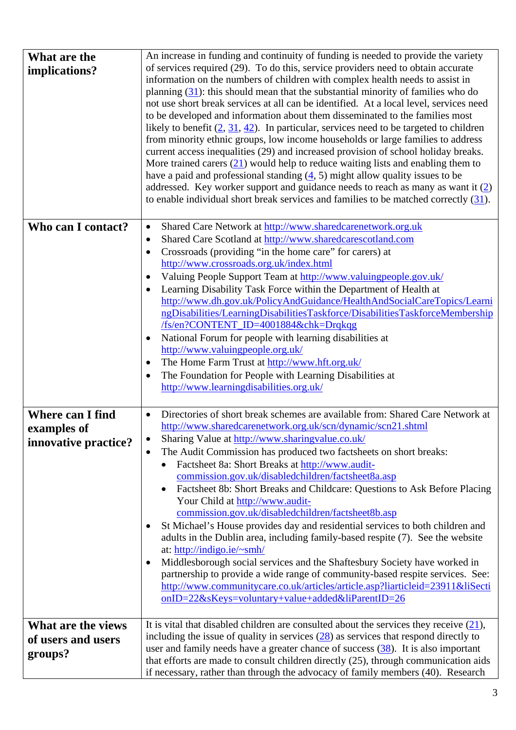| | |
|---|---|
| **What are the implications?** | An increase in funding and continuity of funding is needed to provide the variety of services required (29). To do this, service providers need to obtain accurate information on the numbers of children with complex health needs to assist in planning (31): this should mean that the substantial minority of families who do not use short break services at all can be identified. At a local level, services need to be developed and information about them disseminated to the families most likely to benefit (2, 31, 42). In particular, services need to be targeted to children from minority ethnic groups, low income households or large families to address current access inequalities (29) and increased provision of school holiday breaks. More trained carers (21) would help to reduce waiting lists and enabling them to have a paid and professional standing (4, 5) might allow quality issues to be addressed. Key worker support and guidance needs to reach as many as want it (2) to enable individual short break services and families to be matched correctly (31). |
| **Who can I contact?** | • Shared Care Network at http://www.sharedcarenetwork.org.uk<br>• Shared Care Scotland at http://www.sharedcarescotland.com<br>• Crossroads (providing "in the home care" for carers) at http://www.crossroads.org.uk/index.html<br>• Valuing People Support Team at http://www.valuingpeople.gov.uk/<br>• Learning Disability Task Force within the Department of Health at http://www.dh.gov.uk/PolicyAndGuidance/HealthAndSocialCareTopics/LearningDisabilities/LearningDisabilitiesTaskforce/DisabilitiesTaskforceMembership/fs/en?CONTENT_ID=4001884&chk=Drqkqg<br>• National Forum for people with learning disabilities at http://www.valuingpeople.org.uk/<br>• The Home Farm Trust at http://www.hft.org.uk/<br>• The Foundation for People with Learning Disabilities at http://www.learningdisabilities.org.uk/ |
| **Where can I find examples of innovative practice?** | • Directories of short break schemes are available from: Shared Care Network at http://www.sharedcarenetwork.org.uk/scn/dynamic/scn21.shtml<br>• Sharing Value at http://www.sharingvalue.co.uk/<br>• The Audit Commission has produced two factsheets on short breaks:<br>&nbsp;&nbsp;&nbsp;&nbsp;• Factsheet 8a: Short Breaks at http://www.audit-commission.gov.uk/disabledchildren/factsheet8a.asp<br>&nbsp;&nbsp;&nbsp;&nbsp;• Factsheet 8b: Short Breaks and Childcare: Questions to Ask Before Placing Your Child at http://www.audit-commission.gov.uk/disabledchildren/factsheet8b.asp<br>• St Michael's House provides day and residential services to both children and adults in the Dublin area, including family-based respite (7). See the website at: http://indigo.ie/~smh/<br>• Middlesborough social services and the Shaftesbury Society have worked in partnership to provide a wide range of community-based respite services. See: http://www.communitycare.co.uk/articles/article.asp?liarticleid=23911&liSectionID=22&sKeys=voluntary+value+added&liParentID=26 |
| **What are the views of users and users groups?** | It is vital that disabled children are consulted about the services they receive (21), including the issue of quality in services (28) as services that respond directly to user and family needs have a greater chance of success (38). It is also important that efforts are made to consult children directly (25), through communication aids if necessary, rather than through the advocacy of family members (40). Research |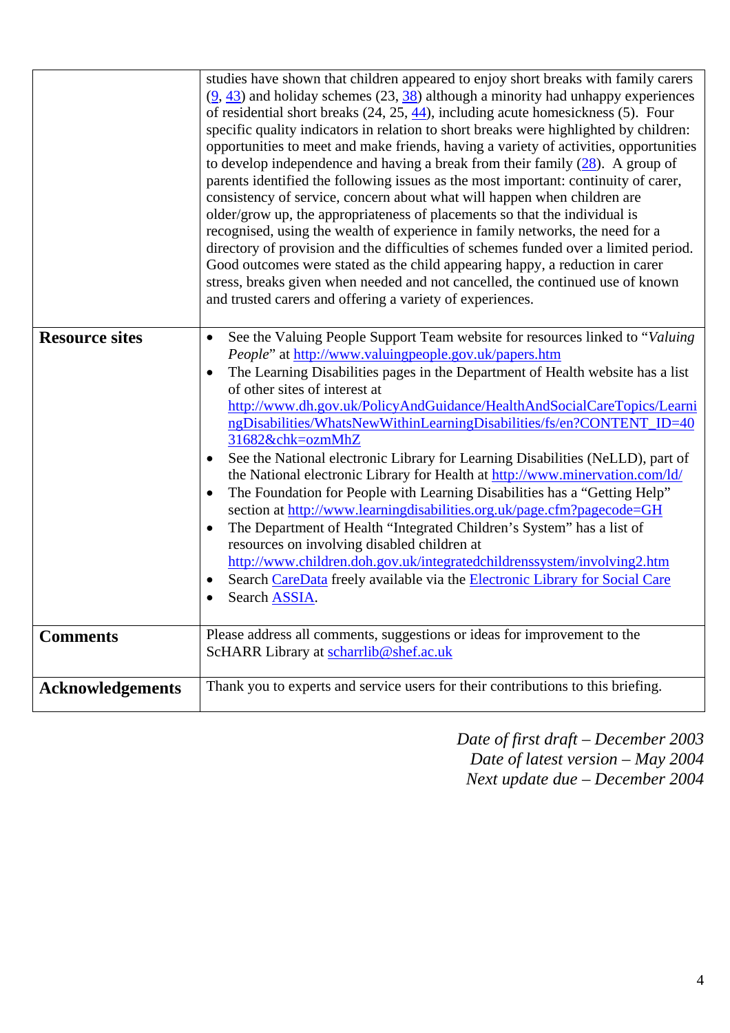| | |
|---|---|
| | studies have shown that children appeared to enjoy short breaks with family carers (9, 43) and holiday schemes (23, 38) although a minority had unhappy experiences of residential short breaks (24, 25, 44), including acute homesickness (5). Four specific quality indicators in relation to short breaks were highlighted by children: opportunities to meet and make friends, having a variety of activities, opportunities to develop independence and having a break from their family (28). A group of parents identified the following issues as the most important: continuity of carer, consistency of service, concern about what will happen when children are older/grow up, the appropriateness of placements so that the individual is recognised, using the wealth of experience in family networks, the need for a directory of provision and the difficulties of schemes funded over a limited period. Good outcomes were stated as the child appearing happy, a reduction in carer stress, breaks given when needed and not cancelled, the continued use of known and trusted carers and offering a variety of experiences. |
| **Resource sites** | • See the Valuing People Support Team website for resources linked to "*Valuing People*" at http://www.valuingpeople.gov.uk/papers.htm <br> • The Learning Disabilities pages in the Department of Health website has a list of other sites of interest at http://www.dh.gov.uk/PolicyAndGuidance/HealthAndSocialCareTopics/LearningDisabilities/WhatsNewWithinLearningDisabilities/fs/en?CONTENT_ID=4031682&chk=ozmMhZ <br> • See the National electronic Library for Learning Disabilities (NeLLD), part of the National electronic Library for Health at http://www.minervation.com/ld/ <br> • The Foundation for People with Learning Disabilities has a "Getting Help" section at http://www.learningdisabilities.org.uk/page.cfm?pagecode=GH <br> • The Department of Health "Integrated Children's System" has a list of resources on involving disabled children at http://www.children.doh.gov.uk/integratedchildrenssystem/involving2.htm <br> • Search CareData freely available via the Electronic Library for Social Care <br> • Search ASSIA. |
| **Comments** | Please address all comments, suggestions or ideas for improvement to the ScHARR Library at scharrlib@shef.ac.uk |
| **Acknowledgements** | Thank you to experts and service users for their contributions to this briefing. |

*Date of first draft – December 2003*
*Date of latest version – May 2004*
*Next update due – December 2004*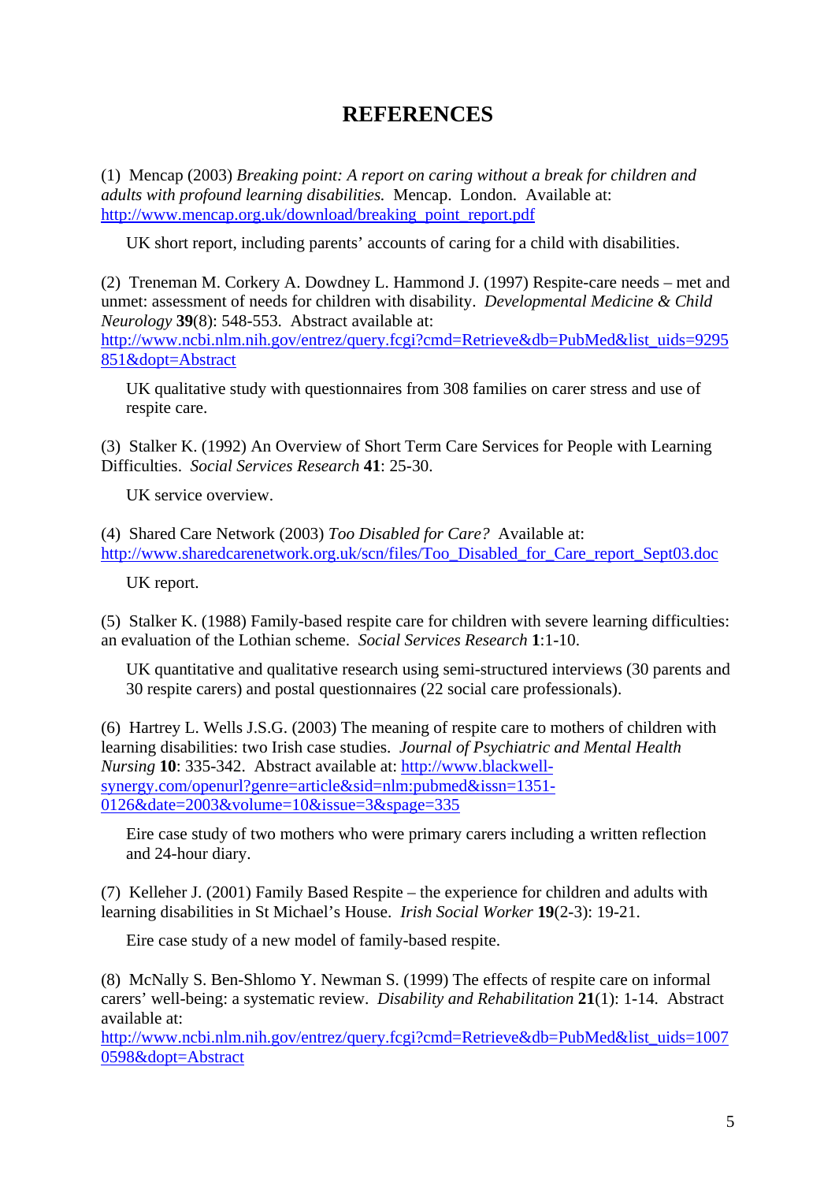# REFERENCES

(1) Mencap (2003) *Breaking point: A report on caring without a break for children and adults with profound learning disabilities.* Mencap. London. Available at: http://www.mencap.org.uk/download/breaking_point_report.pdf

> UK short report, including parents' accounts of caring for a child with disabilities.

(2) Treneman M. Corkery A. Dowdney L. Hammond J. (1997) Respite-care needs – met and unmet: assessment of needs for children with disability. *Developmental Medicine & Child Neurology* **39**(8): 548-553. Abstract available at: http://www.ncbi.nlm.nih.gov/entrez/query.fcgi?cmd=Retrieve&db=PubMed&list_uids=9295851&dopt=Abstract

> UK qualitative study with questionnaires from 308 families on carer stress and use of respite care.

(3) Stalker K. (1992) An Overview of Short Term Care Services for People with Learning Difficulties. *Social Services Research* **41**: 25-30.

> UK service overview.

(4) Shared Care Network (2003) *Too Disabled for Care?* Available at: http://www.sharedcarenetwork.org.uk/scn/files/Too_Disabled_for_Care_report_Sept03.doc

> UK report.

(5) Stalker K. (1988) Family-based respite care for children with severe learning difficulties: an evaluation of the Lothian scheme. *Social Services Research* **1**:1-10.

> UK quantitative and qualitative research using semi-structured interviews (30 parents and 30 respite carers) and postal questionnaires (22 social care professionals).

(6) Hartrey L. Wells J.S.G. (2003) The meaning of respite care to mothers of children with learning disabilities: two Irish case studies. *Journal of Psychiatric and Mental Health Nursing* **10**: 335-342. Abstract available at: http://www.blackwell-synergy.com/openurl?genre=article&sid=nlm:pubmed&issn=1351-0126&date=2003&volume=10&issue=3&spage=335

> Eire case study of two mothers who were primary carers including a written reflection and 24-hour diary.

(7) Kelleher J. (2001) Family Based Respite – the experience for children and adults with learning disabilities in St Michael's House. *Irish Social Worker* **19**(2-3): 19-21.

> Eire case study of a new model of family-based respite.

(8) McNally S. Ben-Shlomo Y. Newman S. (1999) The effects of respite care on informal carers' well-being: a systematic review. *Disability and Rehabilitation* **21**(1): 1-14. Abstract available at: http://www.ncbi.nlm.nih.gov/entrez/query.fcgi?cmd=Retrieve&db=PubMed&list_uids=10070598&dopt=Abstract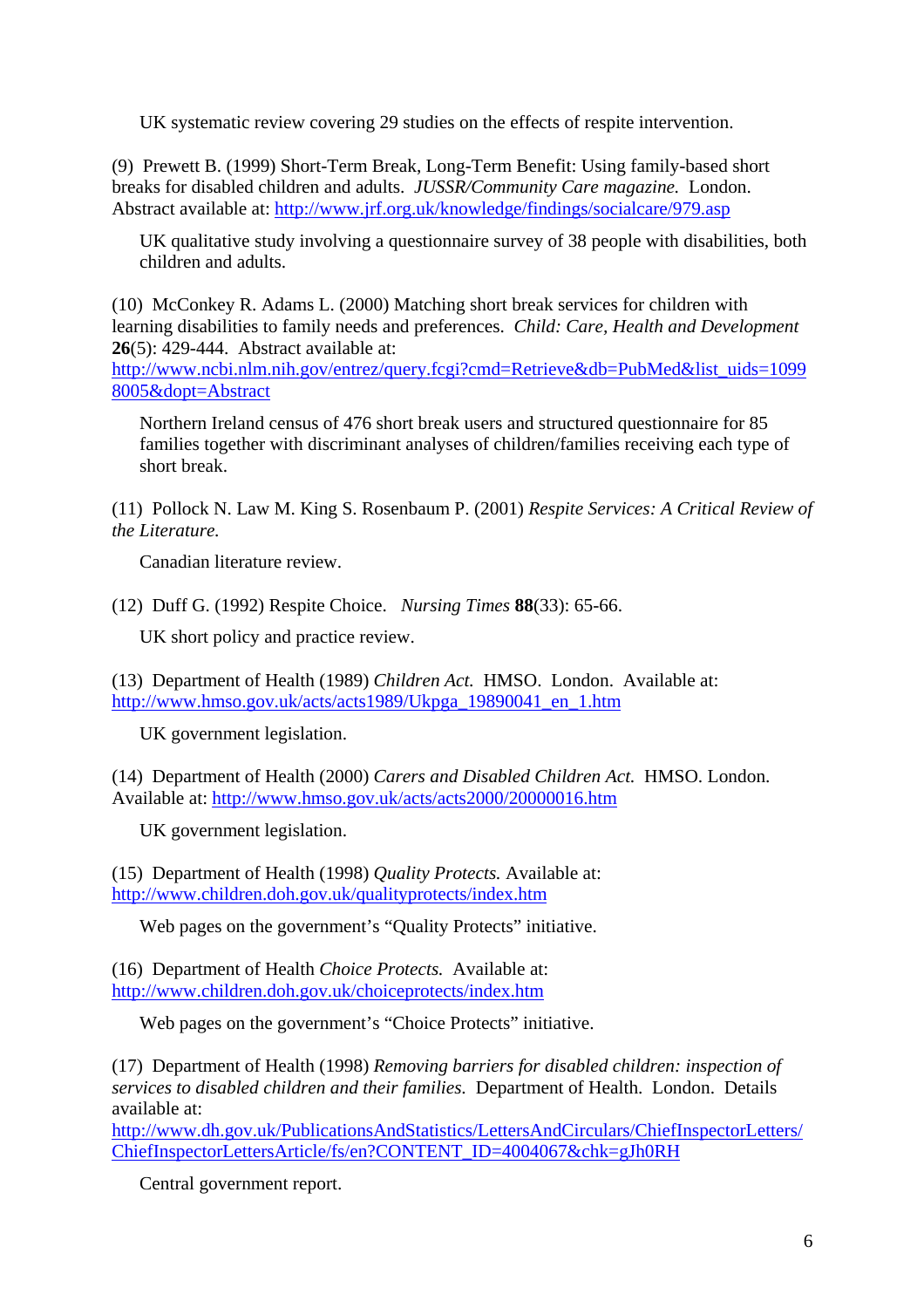UK systematic review covering 29 studies on the effects of respite intervention.

(9) Prewett B. (1999) Short-Term Break, Long-Term Benefit: Using family-based short breaks for disabled children and adults. *JUSSR/Community Care magazine.* London. Abstract available at: http://www.jrf.org.uk/knowledge/findings/socialcare/979.asp

UK qualitative study involving a questionnaire survey of 38 people with disabilities, both children and adults.

(10) McConkey R. Adams L. (2000) Matching short break services for children with learning disabilities to family needs and preferences. *Child: Care, Health and Development* **26**(5): 429-444. Abstract available at: http://www.ncbi.nlm.nih.gov/entrez/query.fcgi?cmd=Retrieve&db=PubMed&list_uids=10998005&dopt=Abstract

Northern Ireland census of 476 short break users and structured questionnaire for 85 families together with discriminant analyses of children/families receiving each type of short break.

(11) Pollock N. Law M. King S. Rosenbaum P. (2001) *Respite Services: A Critical Review of the Literature.*

Canadian literature review.

(12) Duff G. (1992) Respite Choice. *Nursing Times* **88**(33): 65-66.

UK short policy and practice review.

(13) Department of Health (1989) *Children Act.* HMSO. London. Available at: http://www.hmso.gov.uk/acts/acts1989/Ukpga_19890041_en_1.htm

UK government legislation.

(14) Department of Health (2000) *Carers and Disabled Children Act.* HMSO. London. Available at: http://www.hmso.gov.uk/acts/acts2000/20000016.htm

UK government legislation.

(15) Department of Health (1998) *Quality Protects.* Available at: http://www.children.doh.gov.uk/qualityprotects/index.htm

Web pages on the government's "Quality Protects" initiative.

(16) Department of Health *Choice Protects.* Available at: http://www.children.doh.gov.uk/choiceprotects/index.htm

Web pages on the government's "Choice Protects" initiative.

(17) Department of Health (1998) *Removing barriers for disabled children: inspection of services to disabled children and their families.* Department of Health. London. Details available at: http://www.dh.gov.uk/PublicationsAndStatistics/LettersAndCirculars/ChiefInspectorLetters/ChiefInspectorLettersArticle/fs/en?CONTENT_ID=4004067&chk=gJh0RH

Central government report.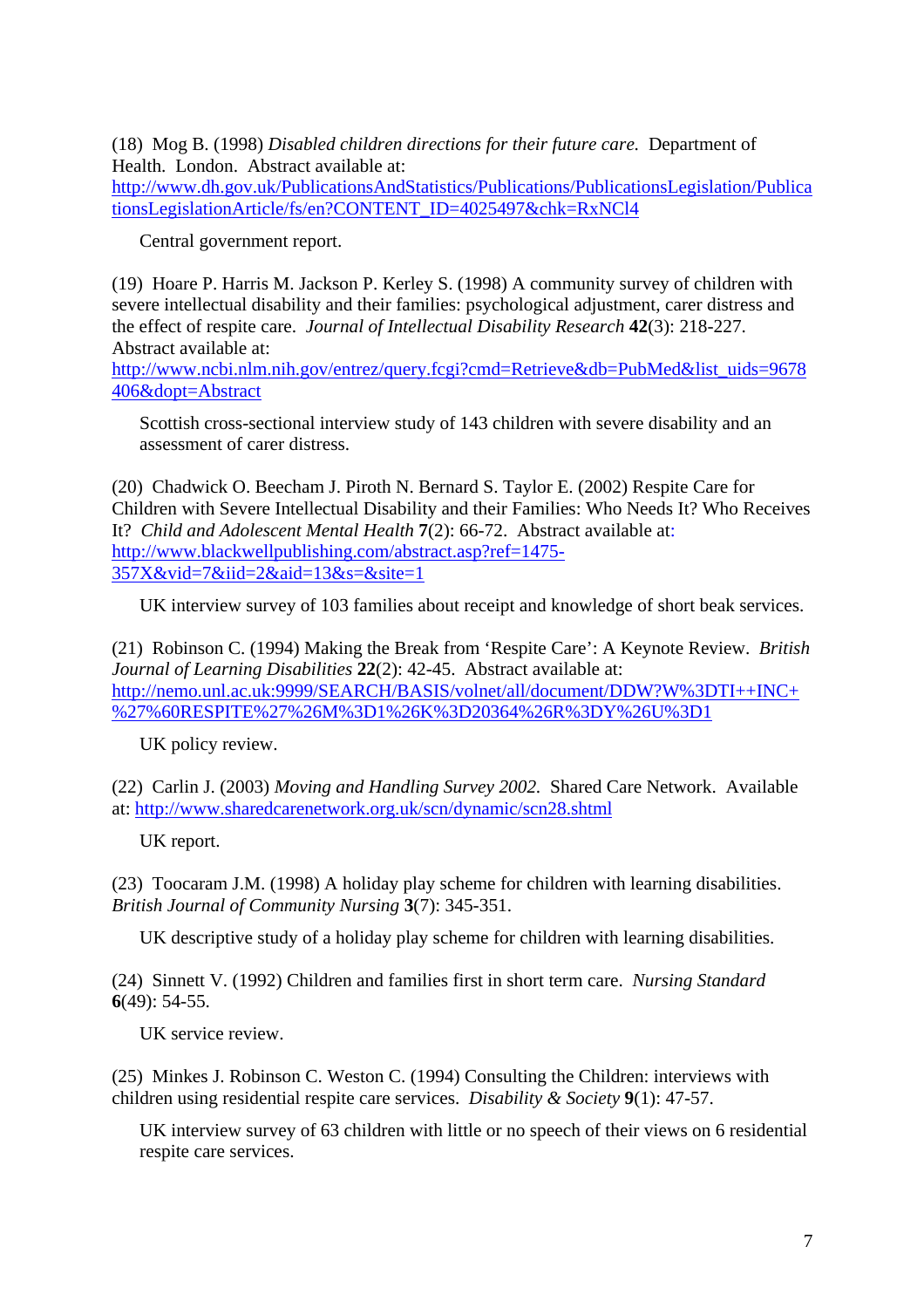(18) Mog B. (1998) *Disabled children directions for their future care.* Department of Health. London. Abstract available at: http://www.dh.gov.uk/PublicationsAndStatistics/Publications/PublicationsLegislation/PublicationsLegislationArticle/fs/en?CONTENT_ID=4025497&chk=RxNCl4

Central government report.

(19) Hoare P. Harris M. Jackson P. Kerley S. (1998) A community survey of children with severe intellectual disability and their families: psychological adjustment, carer distress and the effect of respite care. *Journal of Intellectual Disability Research* **42**(3): 218-227. Abstract available at: http://www.ncbi.nlm.nih.gov/entrez/query.fcgi?cmd=Retrieve&db=PubMed&list_uids=9678406&dopt=Abstract

Scottish cross-sectional interview study of 143 children with severe disability and an assessment of carer distress.

(20) Chadwick O. Beecham J. Piroth N. Bernard S. Taylor E. (2002) Respite Care for Children with Severe Intellectual Disability and their Families: Who Needs It? Who Receives It? *Child and Adolescent Mental Health* **7**(2): 66-72. Abstract available at: http://www.blackwellpublishing.com/abstract.asp?ref=1475-357X&vid=7&iid=2&aid=13&s=&site=1

UK interview survey of 103 families about receipt and knowledge of short beak services.

(21) Robinson C. (1994) Making the Break from 'Respite Care': A Keynote Review. *British Journal of Learning Disabilities* **22**(2): 42-45. Abstract available at: http://nemo.unl.ac.uk:9999/SEARCH/BASIS/volnet/all/document/DDW?W%3DTI++INC+%27%60RESPITE%27%26M%3D1%26K%3D20364%26R%3DY%26U%3D1

UK policy review.

(22) Carlin J. (2003) *Moving and Handling Survey 2002.* Shared Care Network. Available at: http://www.sharedcarenetwork.org.uk/scn/dynamic/scn28.shtml

UK report.

(23) Toocaram J.M. (1998) A holiday play scheme for children with learning disabilities. *British Journal of Community Nursing* **3**(7): 345-351.

UK descriptive study of a holiday play scheme for children with learning disabilities.

(24) Sinnett V. (1992) Children and families first in short term care. *Nursing Standard* **6**(49): 54-55.

UK service review.

(25) Minkes J. Robinson C. Weston C. (1994) Consulting the Children: interviews with children using residential respite care services. *Disability & Society* **9**(1): 47-57.

UK interview survey of 63 children with little or no speech of their views on 6 residential respite care services.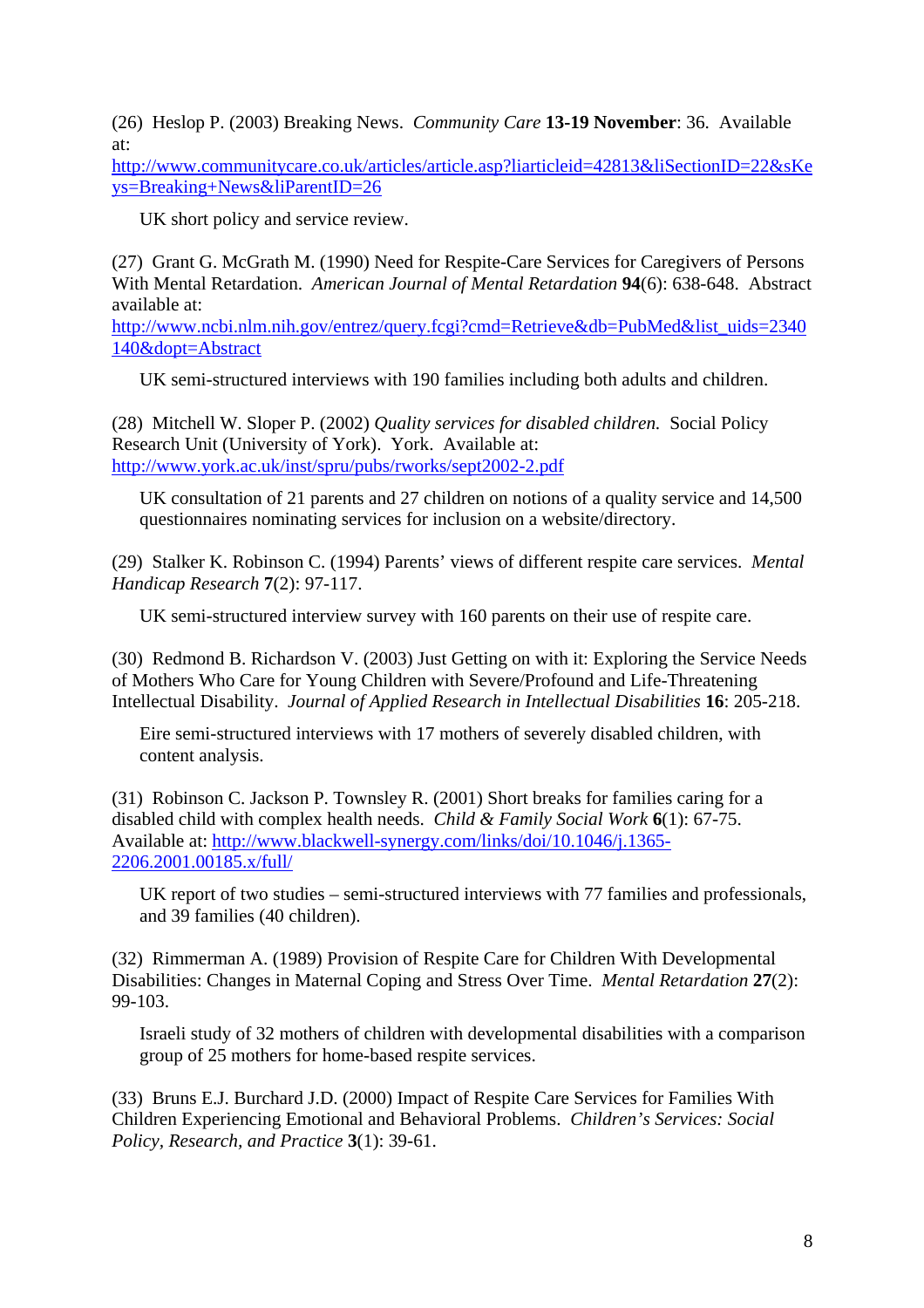(26) Heslop P. (2003) Breaking News. *Community Care* **13-19 November**: 36. Available at: http://www.communitycare.co.uk/articles/article.asp?liarticleid=42813&liSectionID=22&sKeys=Breaking+News&liParentID=26

UK short policy and service review.

(27) Grant G. McGrath M. (1990) Need for Respite-Care Services for Caregivers of Persons With Mental Retardation. *American Journal of Mental Retardation* **94**(6): 638-648. Abstract available at: http://www.ncbi.nlm.nih.gov/entrez/query.fcgi?cmd=Retrieve&db=PubMed&list_uids=2340140&dopt=Abstract

UK semi-structured interviews with 190 families including both adults and children.

(28) Mitchell W. Sloper P. (2002) *Quality services for disabled children.* Social Policy Research Unit (University of York). York. Available at: http://www.york.ac.uk/inst/spru/pubs/rworks/sept2002-2.pdf

UK consultation of 21 parents and 27 children on notions of a quality service and 14,500 questionnaires nominating services for inclusion on a website/directory.

(29) Stalker K. Robinson C. (1994) Parents' views of different respite care services. *Mental Handicap Research* **7**(2): 97-117.

UK semi-structured interview survey with 160 parents on their use of respite care.

(30) Redmond B. Richardson V. (2003) Just Getting on with it: Exploring the Service Needs of Mothers Who Care for Young Children with Severe/Profound and Life-Threatening Intellectual Disability. *Journal of Applied Research in Intellectual Disabilities* **16**: 205-218.

Eire semi-structured interviews with 17 mothers of severely disabled children, with content analysis.

(31) Robinson C. Jackson P. Townsley R. (2001) Short breaks for families caring for a disabled child with complex health needs. *Child & Family Social Work* **6**(1): 67-75. Available at: http://www.blackwell-synergy.com/links/doi/10.1046/j.1365-2206.2001.00185.x/full/

UK report of two studies – semi-structured interviews with 77 families and professionals, and 39 families (40 children).

(32) Rimmerman A. (1989) Provision of Respite Care for Children With Developmental Disabilities: Changes in Maternal Coping and Stress Over Time. *Mental Retardation* **27**(2): 99-103.

Israeli study of 32 mothers of children with developmental disabilities with a comparison group of 25 mothers for home-based respite services.

(33) Bruns E.J. Burchard J.D. (2000) Impact of Respite Care Services for Families With Children Experiencing Emotional and Behavioral Problems. *Children's Services: Social Policy, Research, and Practice* **3**(1): 39-61.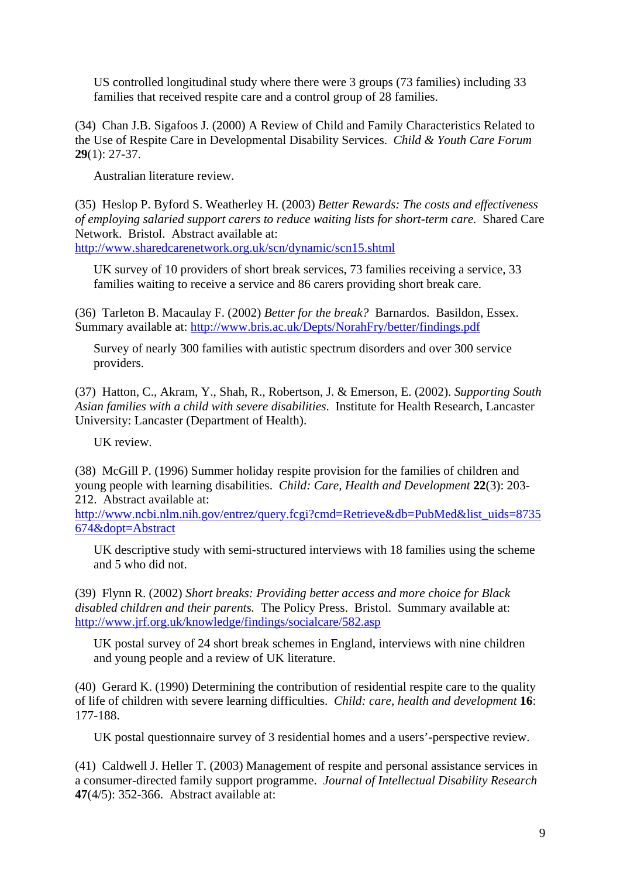US controlled longitudinal study where there were 3 groups (73 families) including 33 families that received respite care and a control group of 28 families.

(34) Chan J.B. Sigafoos J. (2000) A Review of Child and Family Characteristics Related to the Use of Respite Care in Developmental Disability Services. *Child & Youth Care Forum* **29**(1): 27-37.

Australian literature review.

(35) Heslop P. Byford S. Weatherley H. (2003) *Better Rewards: The costs and effectiveness of employing salaried support carers to reduce waiting lists for short-term care.* Shared Care Network. Bristol. Abstract available at: http://www.sharedcarenetwork.org.uk/scn/dynamic/scn15.shtml

UK survey of 10 providers of short break services, 73 families receiving a service, 33 families waiting to receive a service and 86 carers providing short break care.

(36) Tarleton B. Macaulay F. (2002) *Better for the break?* Barnardos. Basildon, Essex. Summary available at: http://www.bris.ac.uk/Depts/NorahFry/better/findings.pdf

Survey of nearly 300 families with autistic spectrum disorders and over 300 service providers.

(37) Hatton, C., Akram, Y., Shah, R., Robertson, J. & Emerson, E. (2002). *Supporting South Asian families with a child with severe disabilities*. Institute for Health Research, Lancaster University: Lancaster (Department of Health).

UK review.

(38) McGill P. (1996) Summer holiday respite provision for the families of children and young people with learning disabilities. *Child: Care, Health and Development* **22**(3): 203-212. Abstract available at: http://www.ncbi.nlm.nih.gov/entrez/query.fcgi?cmd=Retrieve&db=PubMed&list_uids=8735674&dopt=Abstract

UK descriptive study with semi-structured interviews with 18 families using the scheme and 5 who did not.

(39) Flynn R. (2002) *Short breaks: Providing better access and more choice for Black disabled children and their parents.* The Policy Press. Bristol. Summary available at: http://www.jrf.org.uk/knowledge/findings/socialcare/582.asp

UK postal survey of 24 short break schemes in England, interviews with nine children and young people and a review of UK literature.

(40) Gerard K. (1990) Determining the contribution of residential respite care to the quality of life of children with severe learning difficulties. *Child: care, health and development* **16**: 177-188.

UK postal questionnaire survey of 3 residential homes and a users'-perspective review.

(41) Caldwell J. Heller T. (2003) Management of respite and personal assistance services in a consumer-directed family support programme. *Journal of Intellectual Disability Research* **47**(4/5): 352-366. Abstract available at: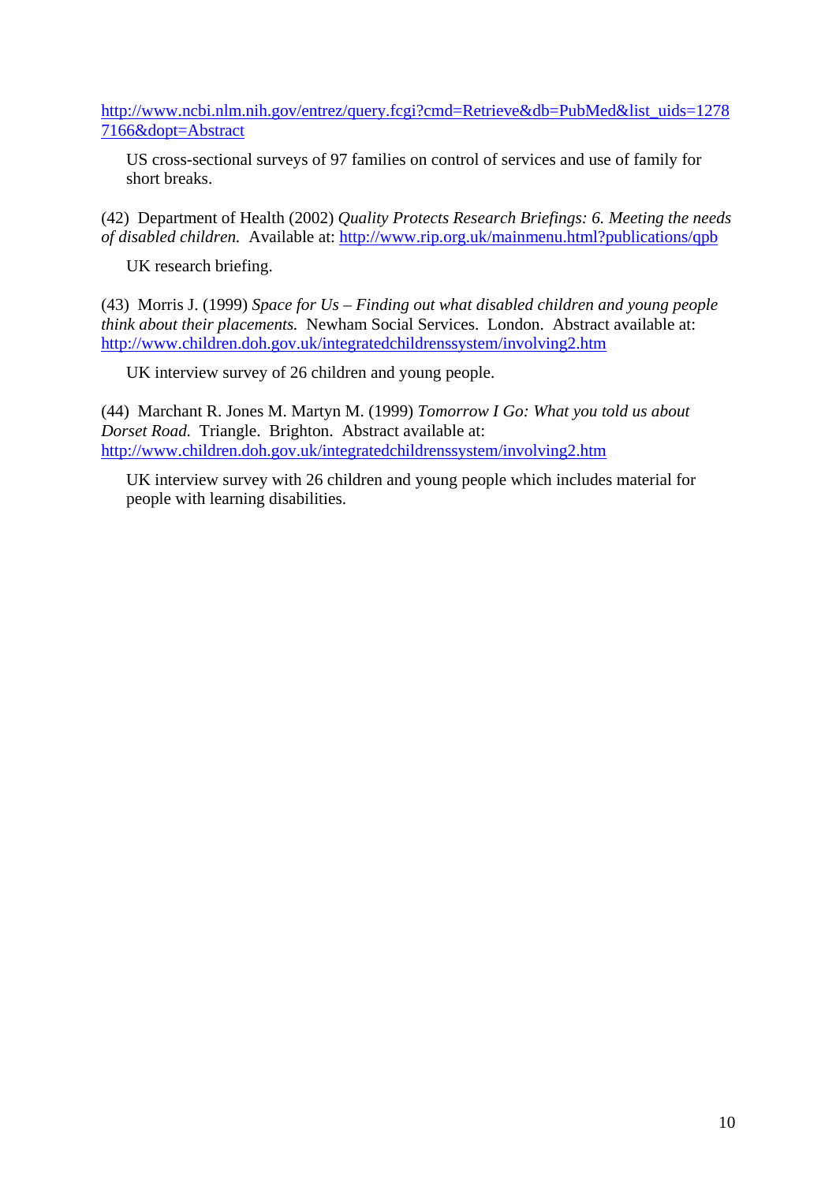http://www.ncbi.nlm.nih.gov/entrez/query.fcgi?cmd=Retrieve&db=PubMed&list_uids=12787166&dopt=Abstract

US cross-sectional surveys of 97 families on control of services and use of family for short breaks.

(42) Department of Health (2002) *Quality Protects Research Briefings: 6. Meeting the needs of disabled children.* Available at: http://www.rip.org.uk/mainmenu.html?publications/qpb

UK research briefing.

(43) Morris J. (1999) *Space for Us – Finding out what disabled children and young people think about their placements.* Newham Social Services. London. Abstract available at: http://www.children.doh.gov.uk/integratedchildrenssystem/involving2.htm

UK interview survey of 26 children and young people.

(44) Marchant R. Jones M. Martyn M. (1999) *Tomorrow I Go: What you told us about Dorset Road.* Triangle. Brighton. Abstract available at: http://www.children.doh.gov.uk/integratedchildrenssystem/involving2.htm

UK interview survey with 26 children and young people which includes material for people with learning disabilities.